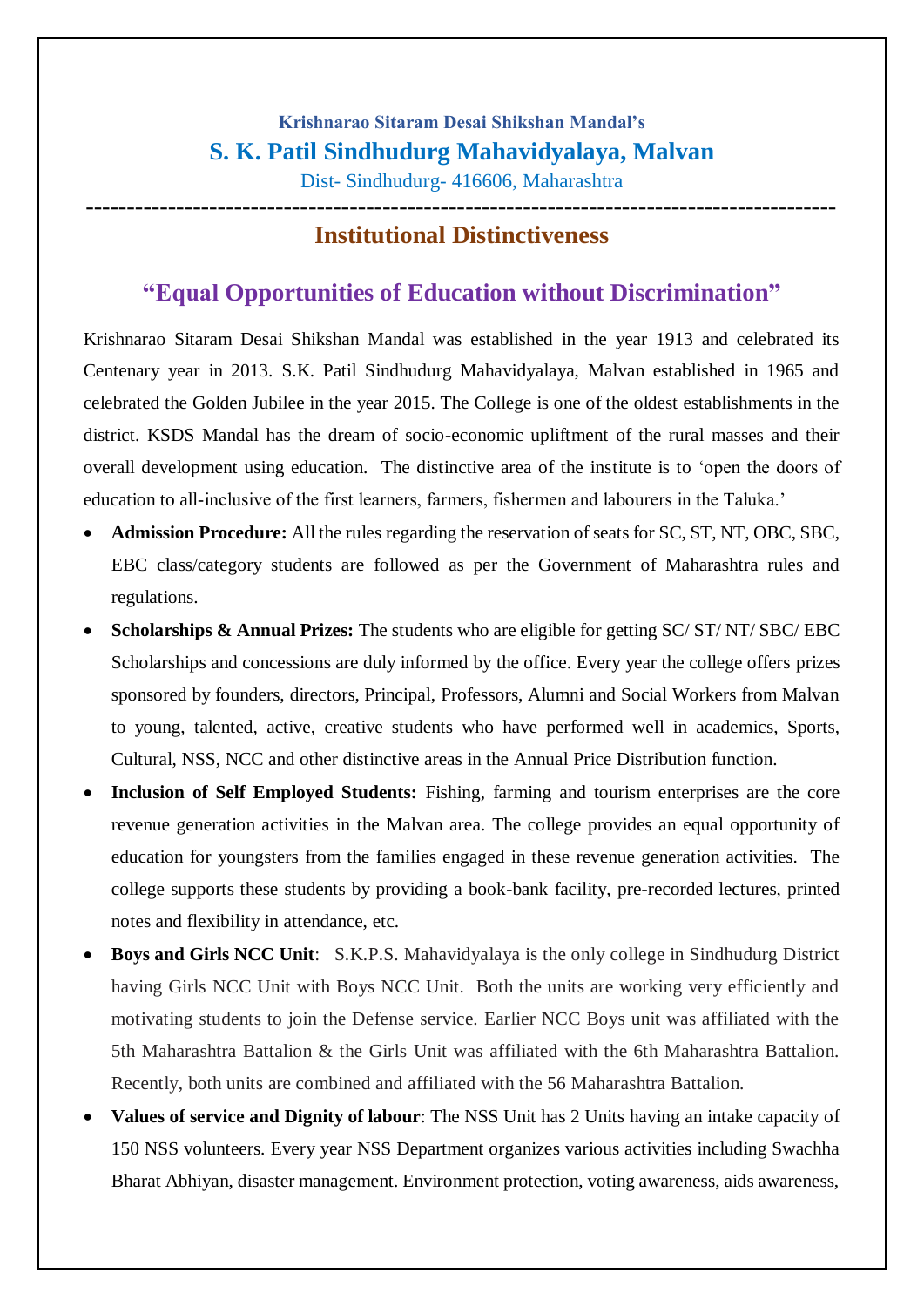### Krishnarao Sitaram Desai Shikshan Mandal's

# S. K. Patil Sindhudurg Mahavidyalaya, Malvan

Dist- Sindhudurg- 416606, Maharashtra

---

## Institutional Distinctiveness

## "Equal Opportunities of Education without Discrimination"

Krishnarao Sitaram Desai Shikshan Mandal was established in the year 1913 and celebrated its Centenary year in 2013. S.K. Patil Sindhudurg Mahavidyalaya, Malvan established in 1965 and celebrated the Golden Jubilee in the year 2015. The College is one of the oldest establishments in the district. KSDS Mandal has the dream of socio-economic upliftment of the rural masses and their overall development using education. The distinctive area of the institute is to 'open the doors of education to all-inclusive of the first learners, farmers, fishermen and labourers in the Taluka.'

- **Admission Procedure:** All the rules regarding the reservation of seats for SC, ST, NT, OBC, SBC, EBC class/category students are followed as per the Government of Maharashtra rules and regulations.
- **Scholarships & Annual Prizes:** The students who are eligible for getting SC/ ST/ NT/ SBC/ EBC Scholarships and concessions are duly informed by the office. Every year the college offers prizes sponsored by founders, directors, Principal, Professors, Alumni and Social Workers from Malvan to young, talented, active, creative students who have performed well in academics, Sports, Cultural, NSS, NCC and other distinctive areas in the Annual Price Distribution function.
- **Inclusion of Self Employed Students:** Fishing, farming and tourism enterprises are the core revenue generation activities in the Malvan area. The college provides an equal opportunity of education for youngsters from the families engaged in these revenue generation activities. The college supports these students by providing a book-bank facility, pre-recorded lectures, printed notes and flexibility in attendance, etc.
- **Boys and Girls NCC Unit**: S.K.P.S. Mahavidyalaya is the only college in Sindhudurg District having Girls NCC Unit with Boys NCC Unit. Both the units are working very efficiently and motivating students to join the Defense service. Earlier NCC Boys unit was affiliated with the 5th Maharashtra Battalion & the Girls Unit was affiliated with the 6th Maharashtra Battalion. Recently, both units are combined and affiliated with the 56 Maharashtra Battalion.
- **Values of service and Dignity of labour**: The NSS Unit has 2 Units having an intake capacity of 150 NSS volunteers. Every year NSS Department organizes various activities including Swachha Bharat Abhiyan, disaster management. Environment protection, voting awareness, aids awareness,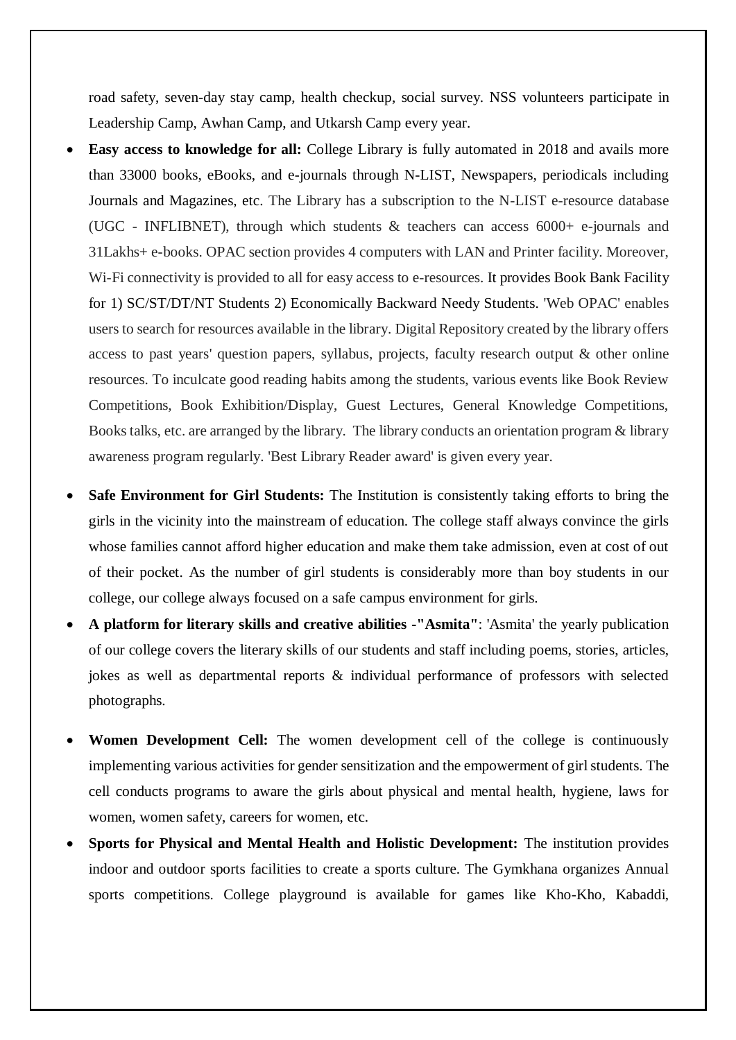road safety, seven-day stay camp, health checkup, social survey. NSS volunteers participate in Leadership Camp, Awhan Camp, and Utkarsh Camp every year.

- **Easy access to knowledge for all:** College Library is fully automated in 2018 and avails more than 33000 books, eBooks, and e-journals through N-LIST, Newspapers, periodicals including Journals and Magazines, etc. The Library has a subscription to the N-LIST e-resource database (UGC - INFLIBNET), through which students & teachers can access 6000+ e-journals and 31Lakhs+ e-books. OPAC section provides 4 computers with LAN and Printer facility. Moreover, Wi-Fi connectivity is provided to all for easy access to e-resources. It provides Book Bank Facility for 1) SC/ST/DT/NT Students 2) Economically Backward Needy Students. 'Web OPAC' enables users to search for resources available in the library. Digital Repository created by the library offers access to past years' question papers, syllabus, projects, faculty research output & other online resources. To inculcate good reading habits among the students, various events like Book Review Competitions, Book Exhibition/Display, Guest Lectures, General Knowledge Competitions, Books talks, etc. are arranged by the library. The library conducts an orientation program & library awareness program regularly. 'Best Library Reader award' is given every year.

- **Safe Environment for Girl Students:** The Institution is consistently taking efforts to bring the girls in the vicinity into the mainstream of education. The college staff always convince the girls whose families cannot afford higher education and make them take admission, even at cost of out of their pocket. As the number of girl students is considerably more than boy students in our college, our college always focused on a safe campus environment for girls.
- **A platform for literary skills and creative abilities -"Asmita"**: 'Asmita' the yearly publication of our college covers the literary skills of our students and staff including poems, stories, articles, jokes as well as departmental reports & individual performance of professors with selected photographs.

- **Women Development Cell:** The women development cell of the college is continuously implementing various activities for gender sensitization and the empowerment of girl students. The cell conducts programs to aware the girls about physical and mental health, hygiene, laws for women, women safety, careers for women, etc.
- **Sports for Physical and Mental Health and Holistic Development:** The institution provides indoor and outdoor sports facilities to create a sports culture. The Gymkhana organizes Annual sports competitions. College playground is available for games like Kho-Kho, Kabaddi,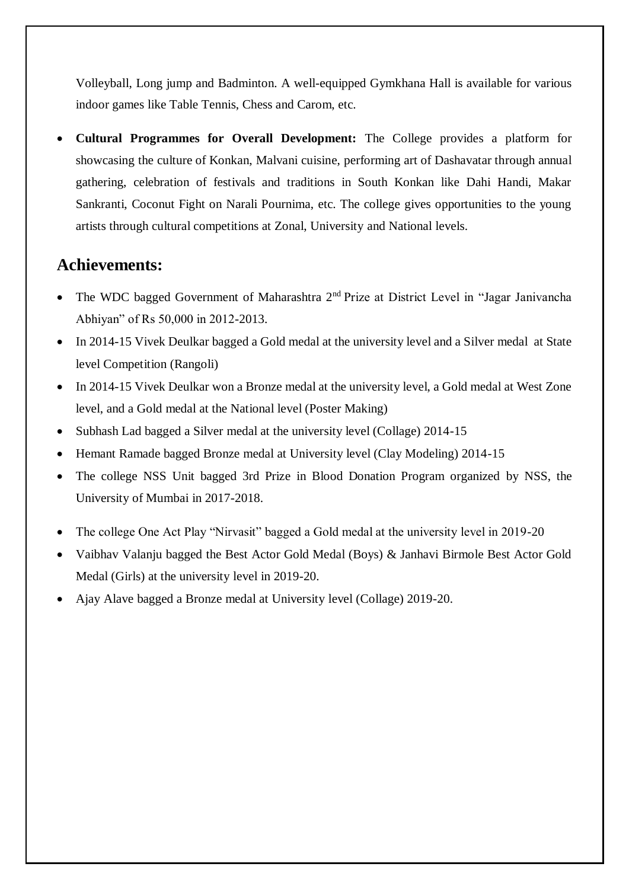Volleyball, Long jump and Badminton. A well-equipped Gymkhana Hall is available for various indoor games like Table Tennis, Chess and Carom, etc.

- **Cultural Programmes for Overall Development:** The College provides a platform for showcasing the culture of Konkan, Malvani cuisine, performing art of Dashavatar through annual gathering, celebration of festivals and traditions in South Konkan like Dahi Handi, Makar Sankranti, Coconut Fight on Narali Pournima, etc. The college gives opportunities to the young artists through cultural competitions at Zonal, University and National levels.

## Achievements:

- The WDC bagged Government of Maharashtra 2nd Prize at District Level in "Jagar Janivancha Abhiyan" of Rs 50,000 in 2012-2013.
- In 2014-15 Vivek Deulkar bagged a Gold medal at the university level and a Silver medal at State level Competition (Rangoli)
- In 2014-15 Vivek Deulkar won a Bronze medal at the university level, a Gold medal at West Zone level, and a Gold medal at the National level (Poster Making)
- Subhash Lad bagged a Silver medal at the university level (Collage) 2014-15
- Hemant Ramade bagged Bronze medal at University level (Clay Modeling) 2014-15
- The college NSS Unit bagged 3rd Prize in Blood Donation Program organized by NSS, the University of Mumbai in 2017-2018.
- The college One Act Play "Nirvasit" bagged a Gold medal at the university level in 2019-20
- Vaibhav Valanju bagged the Best Actor Gold Medal (Boys) & Janhavi Birmole Best Actor Gold Medal (Girls) at the university level in 2019-20.
- Ajay Alave bagged a Bronze medal at University level (Collage) 2019-20.